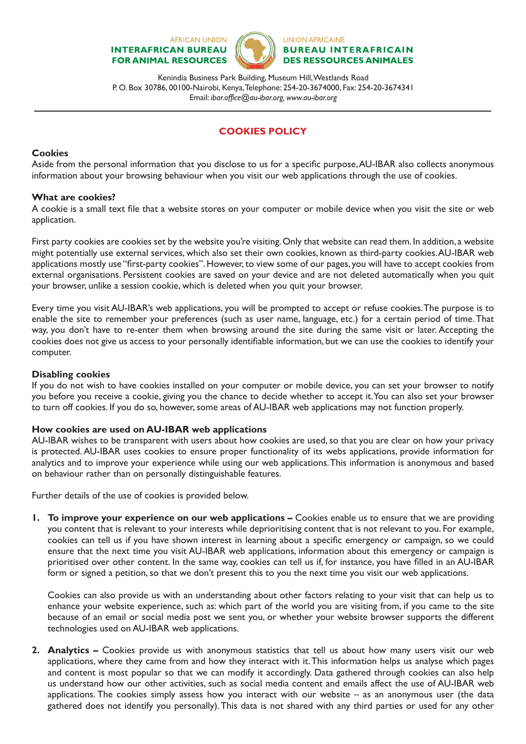AFRICAN UNION
**INTERAFRICAN BUREAU FOR ANIMAL RESOURCES**

UNION AFRICAINE
**BUREAU INTERAFRICAIN DES RESSOURCES ANIMALES**

Kenindia Business Park Building, Museum Hill, Westlands Road
P. O. Box 30786, 00100-Nairobi, Kenya, Telephone: 254-20-3674000, Fax: 254-20-3674341
Email: *ibar.office@au-ibar.org, www.au-ibar.org*

---

# COOKIES POLICY

### Cookies

Aside from the personal information that you disclose to us for a specific purpose, AU-IBAR also collects anonymous information about your browsing behaviour when you visit our web applications through the use of cookies.

### What are cookies?

A cookie is a small text file that a website stores on your computer or mobile device when you visit the site or web application.

First party cookies are cookies set by the website you're visiting. Only that website can read them. In addition, a website might potentially use external services, which also set their own cookies, known as third-party cookies. AU-IBAR web applications mostly use "first-party cookies". However, to view some of our pages, you will have to accept cookies from external organisations. Persistent cookies are saved on your device and are not deleted automatically when you quit your browser, unlike a session cookie, which is deleted when you quit your browser.

Every time you visit AU-IBAR's web applications, you will be prompted to accept or refuse cookies. The purpose is to enable the site to remember your preferences (such as user name, language, etc.) for a certain period of time. That way, you don't have to re-enter them when browsing around the site during the same visit or later. Accepting the cookies does not give us access to your personally identifiable information, but we can use the cookies to identify your computer.

### Disabling cookies

If you do not wish to have cookies installed on your computer or mobile device, you can set your browser to notify you before you receive a cookie, giving you the chance to decide whether to accept it. You can also set your browser to turn off cookies. If you do so, however, some areas of AU-IBAR web applications may not function properly.

### How cookies are used on AU-IBAR web applications

AU-IBAR wishes to be transparent with users about how cookies are used, so that you are clear on how your privacy is protected. AU-IBAR uses cookies to ensure proper functionality of its webs applications, provide information for analytics and to improve your experience while using our web applications. This information is anonymous and based on behaviour rather than on personally distinguishable features.

Further details of the use of cookies is provided below.

1. **To improve your experience on our web applications –** Cookies enable us to ensure that we are providing you content that is relevant to your interests while deprioritising content that is not relevant to you. For example, cookies can tell us if you have shown interest in learning about a specific emergency or campaign, so we could ensure that the next time you visit AU-IBAR web applications, information about this emergency or campaign is prioritised over other content. In the same way, cookies can tell us if, for instance, you have filled in an AU-IBAR form or signed a petition, so that we don't present this to you the next time you visit our web applications.

   Cookies can also provide us with an understanding about other factors relating to your visit that can help us to enhance your website experience, such as: which part of the world you are visiting from, if you came to the site because of an email or social media post we sent you, or whether your website browser supports the different technologies used on AU-IBAR web applications.

2. **Analytics –** Cookies provide us with anonymous statistics that tell us about how many users visit our web applications, where they came from and how they interact with it. This information helps us analyse which pages and content is most popular so that we can modify it accordingly. Data gathered through cookies can also help us understand how our other activities, such as social media content and emails affect the use of AU-IBAR web applications. The cookies simply assess how you interact with our website – as an anonymous user (the data gathered does not identify you personally). This data is not shared with any third parties or used for any other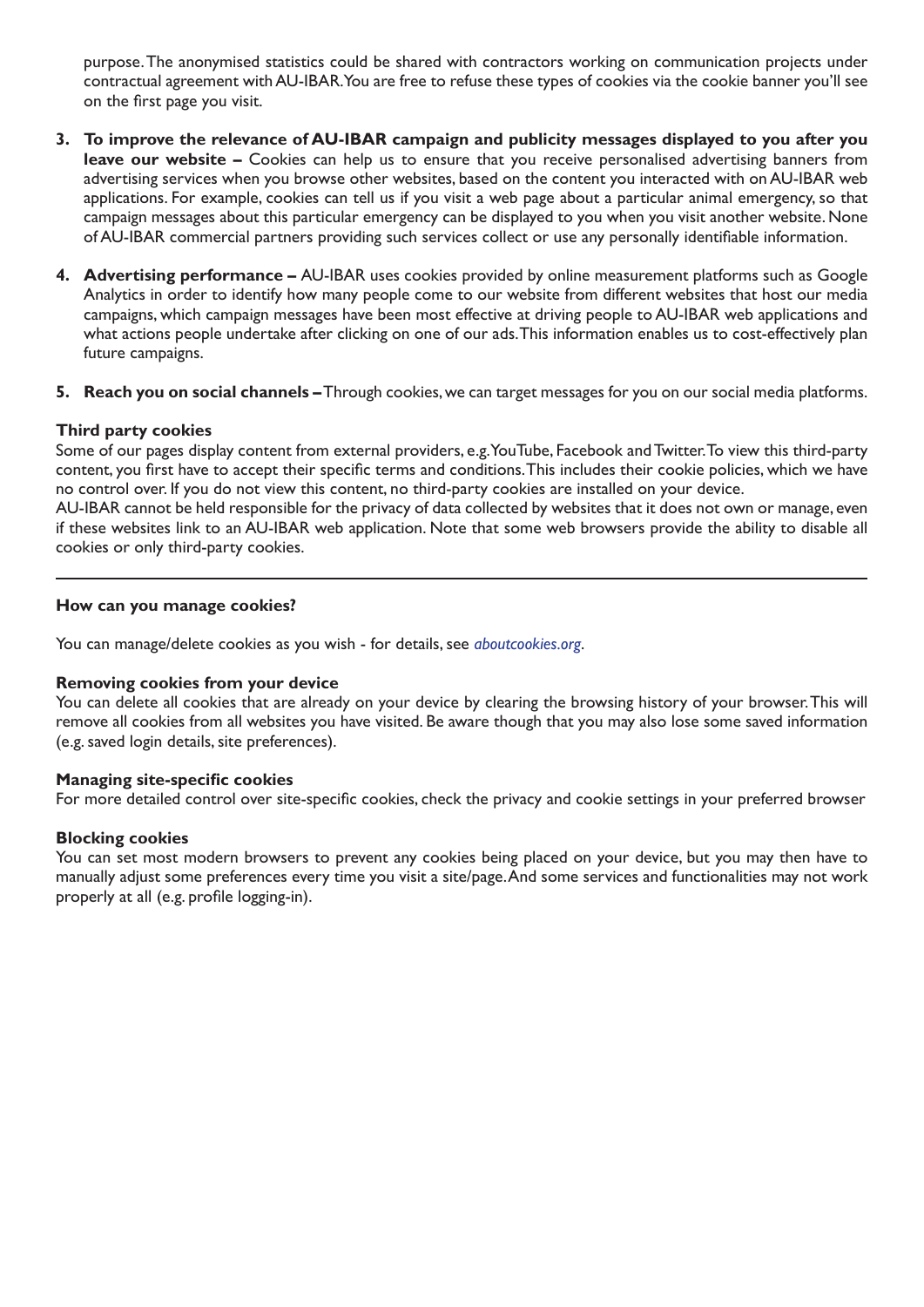purpose. The anonymised statistics could be shared with contractors working on communication projects under contractual agreement with AU-IBAR. You are free to refuse these types of cookies via the cookie banner you'll see on the first page you visit.

3. **To improve the relevance of AU-IBAR campaign and publicity messages displayed to you after you leave our website –** Cookies can help us to ensure that you receive personalised advertising banners from advertising services when you browse other websites, based on the content you interacted with on AU-IBAR web applications. For example, cookies can tell us if you visit a web page about a particular animal emergency, so that campaign messages about this particular emergency can be displayed to you when you visit another website. None of AU-IBAR commercial partners providing such services collect or use any personally identifiable information.

4. **Advertising performance –** AU-IBAR uses cookies provided by online measurement platforms such as Google Analytics in order to identify how many people come to our website from different websites that host our media campaigns, which campaign messages have been most effective at driving people to AU-IBAR web applications and what actions people undertake after clicking on one of our ads. This information enables us to cost-effectively plan future campaigns.

5. **Reach you on social channels –** Through cookies, we can target messages for you on our social media platforms.

**Third party cookies**

Some of our pages display content from external providers, e.g. YouTube, Facebook and Twitter. To view this third-party content, you first have to accept their specific terms and conditions. This includes their cookie policies, which we have no control over. If you do not view this content, no third-party cookies are installed on your device.

AU-IBAR cannot be held responsible for the privacy of data collected by websites that it does not own or manage, even if these websites link to an AU-IBAR web application. Note that some web browsers provide the ability to disable all cookies or only third-party cookies.

---

## How can you manage cookies?

You can manage/delete cookies as you wish - for details, see *aboutcookies.org*.

**Removing cookies from your device**

You can delete all cookies that are already on your device by clearing the browsing history of your browser. This will remove all cookies from all websites you have visited. Be aware though that you may also lose some saved information (e.g. saved login details, site preferences).

**Managing site-specific cookies**

For more detailed control over site-specific cookies, check the privacy and cookie settings in your preferred browser

**Blocking cookies**

You can set most modern browsers to prevent any cookies being placed on your device, but you may then have to manually adjust some preferences every time you visit a site/page. And some services and functionalities may not work properly at all (e.g. profile logging-in).